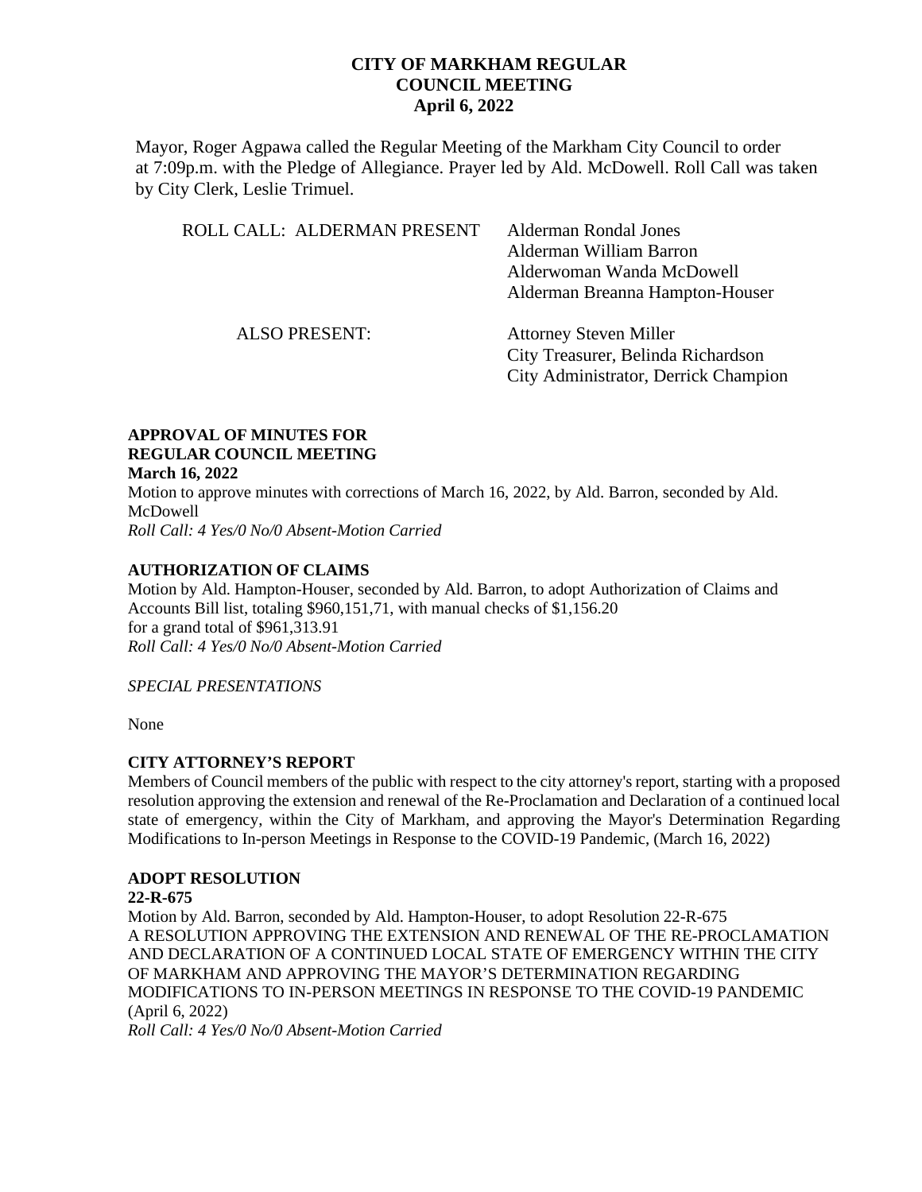# CITY OF MARKHAM REGULAR COUNCIL MEETING
## April 6, 2022

Mayor, Roger Agpawa called the Regular Meeting of the Markham City Council to order at 7:09p.m. with the Pledge of Allegiance. Prayer led by Ald. McDowell. Roll Call was taken by City Clerk, Leslie Trimuel.

ROLL CALL: ALDERMAN PRESENT
- Alderman Rondal Jones
- Alderman William Barron
- Alderwoman Wanda McDowell
- Alderman Breanna Hampton-Houser

ALSO PRESENT:
- Attorney Steven Miller
- City Treasurer, Belinda Richardson
- City Administrator, Derrick Champion

**APPROVAL OF MINUTES FOR REGULAR COUNCIL MEETING**
**March 16, 2022**

Motion to approve minutes with corrections of March 16, 2022, by Ald. Barron, seconded by Ald. McDowell
*Roll Call: 4 Yes/0 No/0 Absent-Motion Carried*

**AUTHORIZATION OF CLAIMS**

Motion by Ald. Hampton-Houser, seconded by Ald. Barron, to adopt Authorization of Claims and Accounts Bill list, totaling $960,151,71, with manual checks of $1,156.20 for a grand total of $961,313.91
*Roll Call: 4 Yes/0 No/0 Absent-Motion Carried*

*SPECIAL PRESENTATIONS*

None

**CITY ATTORNEY'S REPORT**

Members of Council members of the public with respect to the city attorney's report, starting with a proposed resolution approving the extension and renewal of the Re-Proclamation and Declaration of a continued local state of emergency, within the City of Markham, and approving the Mayor's Determination Regarding Modifications to In-person Meetings in Response to the COVID-19 Pandemic, (March 16, 2022)

**ADOPT RESOLUTION**
**22-R-675**

Motion by Ald. Barron, seconded by Ald. Hampton-Houser, to adopt Resolution 22-R-675 A RESOLUTION APPROVING THE EXTENSION AND RENEWAL OF THE RE-PROCLAMATION AND DECLARATION OF A CONTINUED LOCAL STATE OF EMERGENCY WITHIN THE CITY OF MARKHAM AND APPROVING THE MAYOR'S DETERMINATION REGARDING MODIFICATIONS TO IN-PERSON MEETINGS IN RESPONSE TO THE COVID-19 PANDEMIC (April 6, 2022)
*Roll Call: 4 Yes/0 No/0 Absent-Motion Carried*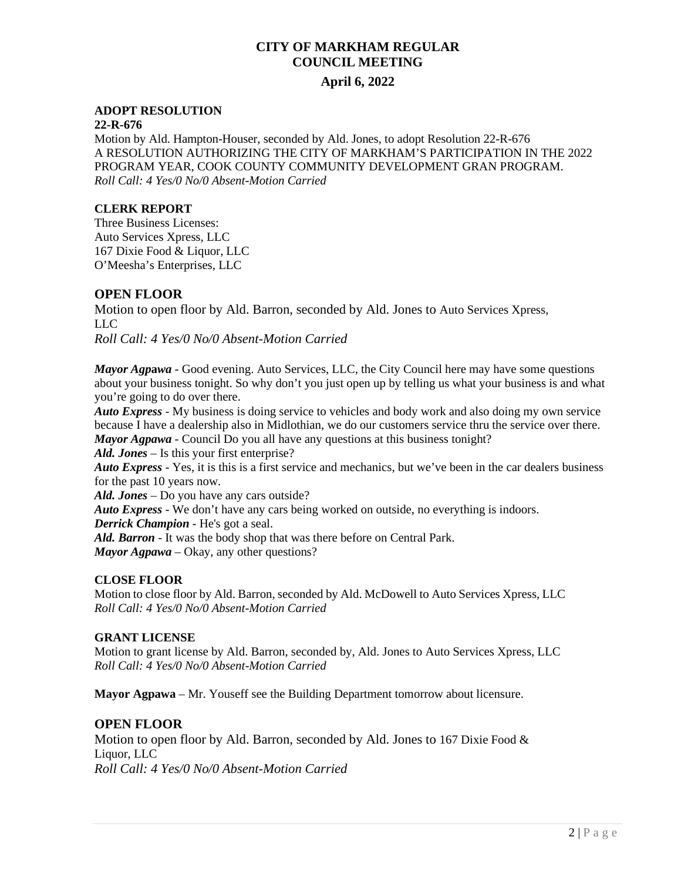# CITY OF MARKHAM REGULAR COUNCIL MEETING

## April 6, 2022

**ADOPT RESOLUTION**
**22-R-676**
Motion by Ald. Hampton-Houser, seconded by Ald. Jones, to adopt Resolution 22-R-676 A RESOLUTION AUTHORIZING THE CITY OF MARKHAM'S PARTICIPATION IN THE 2022 PROGRAM YEAR, COOK COUNTY COMMUNITY DEVELOPMENT GRAN PROGRAM.
*Roll Call: 4 Yes/0 No/0 Absent-Motion Carried*

**CLERK REPORT**
Three Business Licenses:
Auto Services Xpress, LLC
167 Dixie Food & Liquor, LLC
O'Meesha's Enterprises, LLC

### OPEN FLOOR

Motion to open floor by Ald. Barron, seconded by Ald. Jones to Auto Services Xpress, LLC
*Roll Call: 4 Yes/0 No/0 Absent-Motion Carried*

***Mayor Agpawa*** - Good evening. Auto Services, LLC, the City Council here may have some questions about your business tonight. So why don't you just open up by telling us what your business is and what you're going to do over there.
***Auto Express*** - My business is doing service to vehicles and body work and also doing my own service because I have a dealership also in Midlothian, we do our customers service thru the service over there.
***Mayor Agpawa*** - Council Do you all have any questions at this business tonight?
***Ald. Jones*** – Is this your first enterprise?
***Auto Express*** - Yes, it is this is a first service and mechanics, but we've been in the car dealers business for the past 10 years now.
***Ald. Jones*** – Do you have any cars outside?
***Auto Express*** - We don't have any cars being worked on outside, no everything is indoors.
***Derrick Champion*** - He's got a seal.
***Ald. Barron*** - It was the body shop that was there before on Central Park.
***Mayor Agpawa*** – Okay, any other questions?

**CLOSE FLOOR**
Motion to close floor by Ald. Barron, seconded by Ald. McDowell to Auto Services Xpress, LLC
*Roll Call: 4 Yes/0 No/0 Absent-Motion Carried*

**GRANT LICENSE**
Motion to grant license by Ald. Barron, seconded by, Ald. Jones to Auto Services Xpress, LLC
*Roll Call: 4 Yes/0 No/0 Absent-Motion Carried*

**Mayor Agpawa** – Mr. Youseff see the Building Department tomorrow about licensure.

### OPEN FLOOR

Motion to open floor by Ald. Barron, seconded by Ald. Jones to 167 Dixie Food & Liquor, LLC
*Roll Call: 4 Yes/0 No/0 Absent-Motion Carried*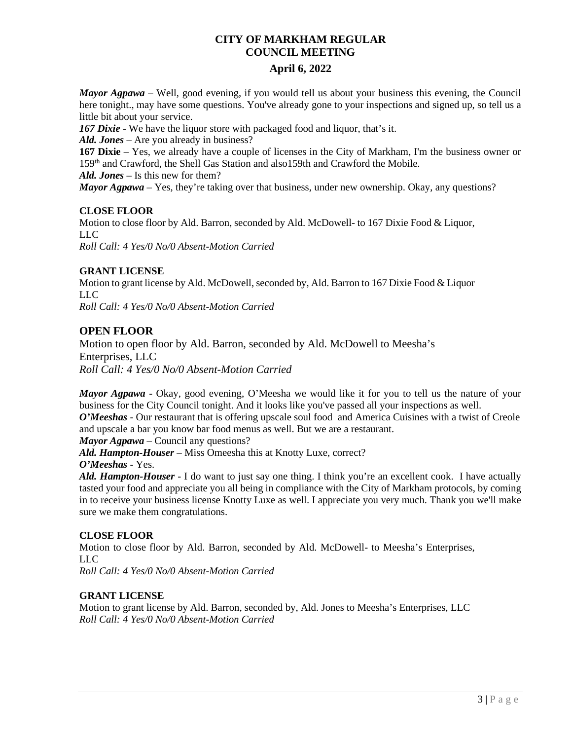# CITY OF MARKHAM REGULAR COUNCIL MEETING

## April 6, 2022

***Mayor Agpawa*** – Well, good evening, if you would tell us about your business this evening, the Council here tonight., may have some questions. You've already gone to your inspections and signed up, so tell us a little bit about your service.

***167 Dixie*** - We have the liquor store with packaged food and liquor, that's it.

***Ald. Jones*** – Are you already in business?

**167 Dixie** – Yes, we already have a couple of licenses in the City of Markham, I'm the business owner or 159th and Crawford, the Shell Gas Station and also159th and Crawford the Mobile.

***Ald. Jones*** – Is this new for them?

***Mayor Agpawa*** – Yes, they're taking over that business, under new ownership. Okay, any questions?

**CLOSE FLOOR**

Motion to close floor by Ald. Barron, seconded by Ald. McDowell- to 167 Dixie Food & Liquor, LLC

*Roll Call: 4 Yes/0 No/0 Absent-Motion Carried*

**GRANT LICENSE**

Motion to grant license by Ald. McDowell, seconded by, Ald. Barron to 167 Dixie Food & Liquor LLC

*Roll Call: 4 Yes/0 No/0 Absent-Motion Carried*

**OPEN FLOOR**

Motion to open floor by Ald. Barron, seconded by Ald. McDowell to Meesha's Enterprises, LLC

*Roll Call: 4 Yes/0 No/0 Absent-Motion Carried*

***Mayor Agpawa*** - Okay, good evening, O'Meesha we would like it for you to tell us the nature of your business for the City Council tonight. And it looks like you've passed all your inspections as well.

***O'Meeshas*** - Our restaurant that is offering upscale soul food and America Cuisines with a twist of Creole and upscale a bar you know bar food menus as well. But we are a restaurant.

***Mayor Agpawa*** – Council any questions?

***Ald. Hampton-Houser*** – Miss Omeesha this at Knotty Luxe, correct?

***O'Meeshas*** - Yes.

***Ald. Hampton-Houser*** - I do want to just say one thing. I think you're an excellent cook. I have actually tasted your food and appreciate you all being in compliance with the City of Markham protocols, by coming in to receive your business license Knotty Luxe as well. I appreciate you very much. Thank you we'll make sure we make them congratulations.

**CLOSE FLOOR**

Motion to close floor by Ald. Barron, seconded by Ald. McDowell- to Meesha's Enterprises, LLC

*Roll Call: 4 Yes/0 No/0 Absent-Motion Carried*

**GRANT LICENSE**

Motion to grant license by Ald. Barron, seconded by, Ald. Jones to Meesha's Enterprises, LLC

*Roll Call: 4 Yes/0 No/0 Absent-Motion Carried*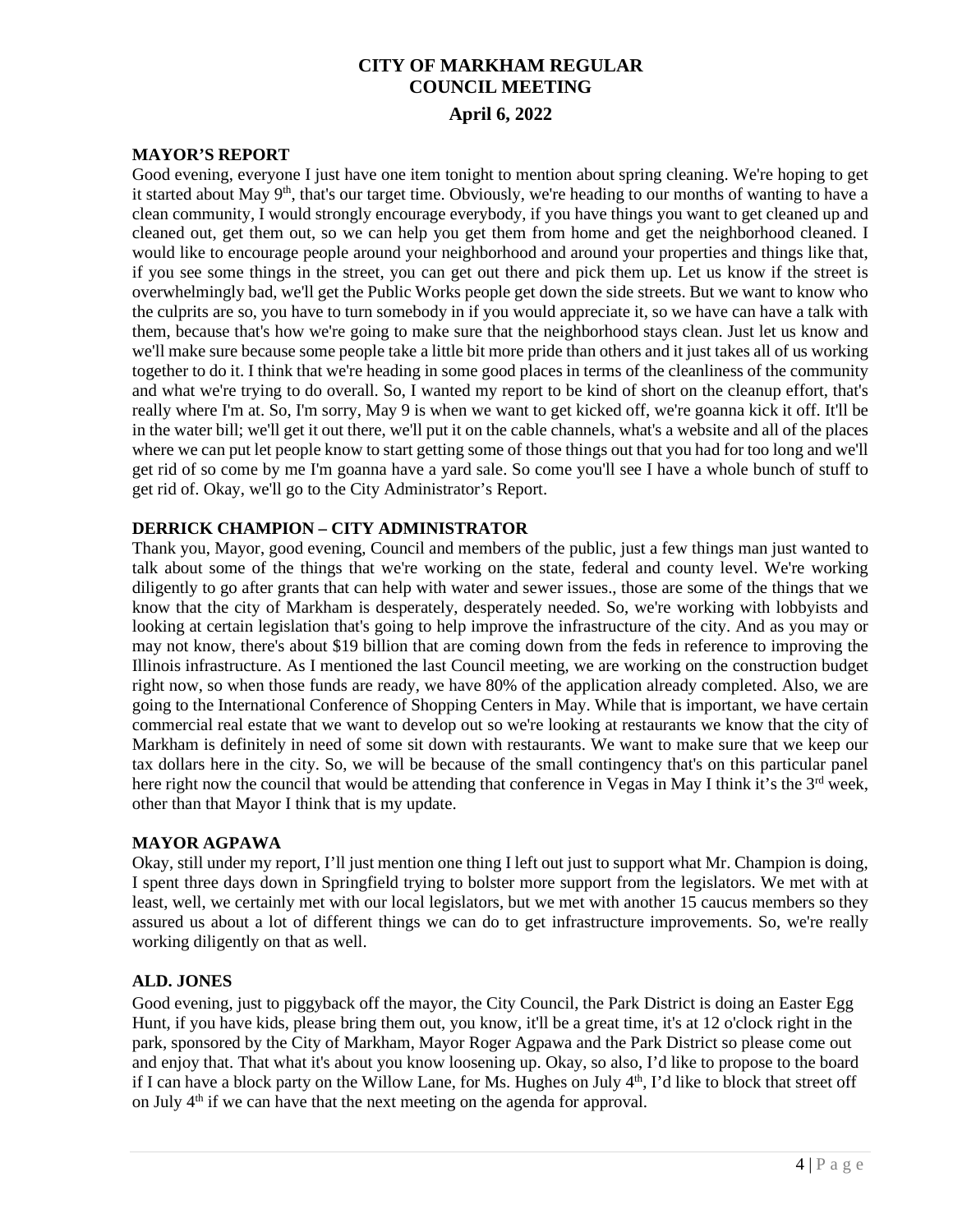# CITY OF MARKHAM REGULAR COUNCIL MEETING

## April 6, 2022

### MAYOR'S REPORT

Good evening, everyone I just have one item tonight to mention about spring cleaning. We're hoping to get it started about May 9th, that's our target time. Obviously, we're heading to our months of wanting to have a clean community, I would strongly encourage everybody, if you have things you want to get cleaned up and cleaned out, get them out, so we can help you get them from home and get the neighborhood cleaned. I would like to encourage people around your neighborhood and around your properties and things like that, if you see some things in the street, you can get out there and pick them up. Let us know if the street is overwhelmingly bad, we'll get the Public Works people get down the side streets. But we want to know who the culprits are so, you have to turn somebody in if you would appreciate it, so we have can have a talk with them, because that's how we're going to make sure that the neighborhood stays clean. Just let us know and we'll make sure because some people take a little bit more pride than others and it just takes all of us working together to do it. I think that we're heading in some good places in terms of the cleanliness of the community and what we're trying to do overall. So, I wanted my report to be kind of short on the cleanup effort, that's really where I'm at. So, I'm sorry, May 9 is when we want to get kicked off, we're goanna kick it off. It'll be in the water bill; we'll get it out there, we'll put it on the cable channels, what's a website and all of the places where we can put let people know to start getting some of those things out that you had for too long and we'll get rid of so come by me I'm goanna have a yard sale. So come you'll see I have a whole bunch of stuff to get rid of. Okay, we'll go to the City Administrator's Report.

### DERRICK CHAMPION – CITY ADMINISTRATOR

Thank you, Mayor, good evening, Council and members of the public, just a few things man just wanted to talk about some of the things that we're working on the state, federal and county level. We're working diligently to go after grants that can help with water and sewer issues., those are some of the things that we know that the city of Markham is desperately, desperately needed. So, we're working with lobbyists and looking at certain legislation that's going to help improve the infrastructure of the city. And as you may or may not know, there's about $19 billion that are coming down from the feds in reference to improving the Illinois infrastructure. As I mentioned the last Council meeting, we are working on the construction budget right now, so when those funds are ready, we have 80% of the application already completed. Also, we are going to the International Conference of Shopping Centers in May. While that is important, we have certain commercial real estate that we want to develop out so we're looking at restaurants we know that the city of Markham is definitely in need of some sit down with restaurants. We want to make sure that we keep our tax dollars here in the city. So, we will be because of the small contingency that's on this particular panel here right now the council that would be attending that conference in Vegas in May I think it's the 3rd week, other than that Mayor I think that is my update.

### MAYOR AGPAWA

Okay, still under my report, I'll just mention one thing I left out just to support what Mr. Champion is doing, I spent three days down in Springfield trying to bolster more support from the legislators. We met with at least, well, we certainly met with our local legislators, but we met with another 15 caucus members so they assured us about a lot of different things we can do to get infrastructure improvements. So, we're really working diligently on that as well.

### ALD. JONES

Good evening, just to piggyback off the mayor, the City Council, the Park District is doing an Easter Egg Hunt, if you have kids, please bring them out, you know, it'll be a great time, it's at 12 o'clock right in the park, sponsored by the City of Markham, Mayor Roger Agpawa and the Park District so please come out and enjoy that. That what it's about you know loosening up. Okay, so also, I'd like to propose to the board if I can have a block party on the Willow Lane, for Ms. Hughes on July 4th, I'd like to block that street off on July 4th if we can have that the next meeting on the agenda for approval.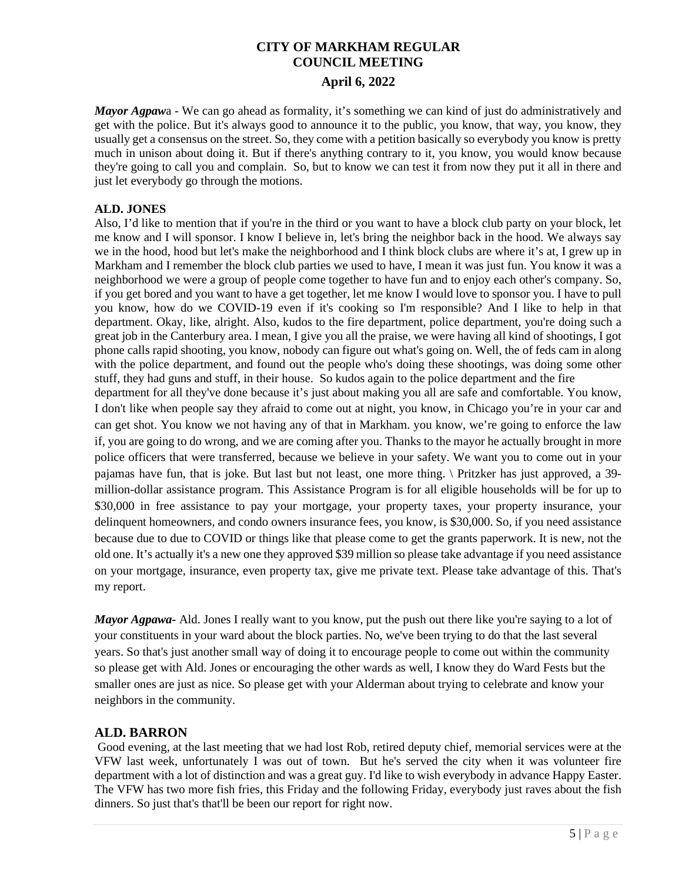# CITY OF MARKHAM REGULAR COUNCIL MEETING

## April 6, 2022

***Mayor Agpaw**a* - We can go ahead as formality, it's something we can kind of just do administratively and get with the police. But it's always good to announce it to the public, you know, that way, you know, they usually get a consensus on the street. So, they come with a petition basically so everybody you know is pretty much in unison about doing it. But if there's anything contrary to it, you know, you would know because they're going to call you and complain. So, but to know we can test it from now they put it all in there and just let everybody go through the motions.

**ALD. JONES**

Also, I'd like to mention that if you're in the third or you want to have a block club party on your block, let me know and I will sponsor. I know I believe in, let's bring the neighbor back in the hood. We always say we in the hood, hood but let's make the neighborhood and I think block clubs are where it's at, I grew up in Markham and I remember the block club parties we used to have, I mean it was just fun. You know it was a neighborhood we were a group of people come together to have fun and to enjoy each other's company. So, if you get bored and you want to have a get together, let me know I would love to sponsor you. I have to pull you know, how do we COVID-19 even if it's cooking so I'm responsible? And I like to help in that department. Okay, like, alright. Also, kudos to the fire department, police department, you're doing such a great job in the Canterbury area. I mean, I give you all the praise, we were having all kind of shootings, I got phone calls rapid shooting, you know, nobody can figure out what's going on. Well, the of feds cam in along with the police department, and found out the people who's doing these shootings, was doing some other stuff, they had guns and stuff, in their house. So kudos again to the police department and the fire department for all they've done because it's just about making you all are safe and comfortable. You know, I don't like when people say they afraid to come out at night, you know, in Chicago you're in your car and can get shot. You know we not having any of that in Markham. you know, we're going to enforce the law if, you are going to do wrong, and we are coming after you. Thanks to the mayor he actually brought in more police officers that were transferred, because we believe in your safety. We want you to come out in your pajamas have fun, that is joke. But last but not least, one more thing. \ Pritzker has just approved, a 39-million-dollar assistance program. This Assistance Program is for all eligible households will be for up to $30,000 in free assistance to pay your mortgage, your property taxes, your property insurance, your delinquent homeowners, and condo owners insurance fees, you know, is $30,000. So, if you need assistance because due to due to COVID or things like that please come to get the grants paperwork. It is new, not the old one. It's actually it's a new one they approved $39 million so please take advantage if you need assistance on your mortgage, insurance, even property tax, give me private text. Please take advantage of this. That's my report.

***Mayor Agpawa-*** Ald. Jones I really want to you know, put the push out there like you're saying to a lot of your constituents in your ward about the block parties. No, we've been trying to do that the last several years. So that's just another small way of doing it to encourage people to come out within the community so please get with Ald. Jones or encouraging the other wards as well, I know they do Ward Fests but the smaller ones are just as nice. So please get with your Alderman about trying to celebrate and know your neighbors in the community.

**ALD. BARRON**

Good evening, at the last meeting that we had lost Rob, retired deputy chief, memorial services were at the VFW last week, unfortunately I was out of town. But he's served the city when it was volunteer fire department with a lot of distinction and was a great guy. I'd like to wish everybody in advance Happy Easter. The VFW has two more fish fries, this Friday and the following Friday, everybody just raves about the fish dinners. So just that's that'll be been our report for right now.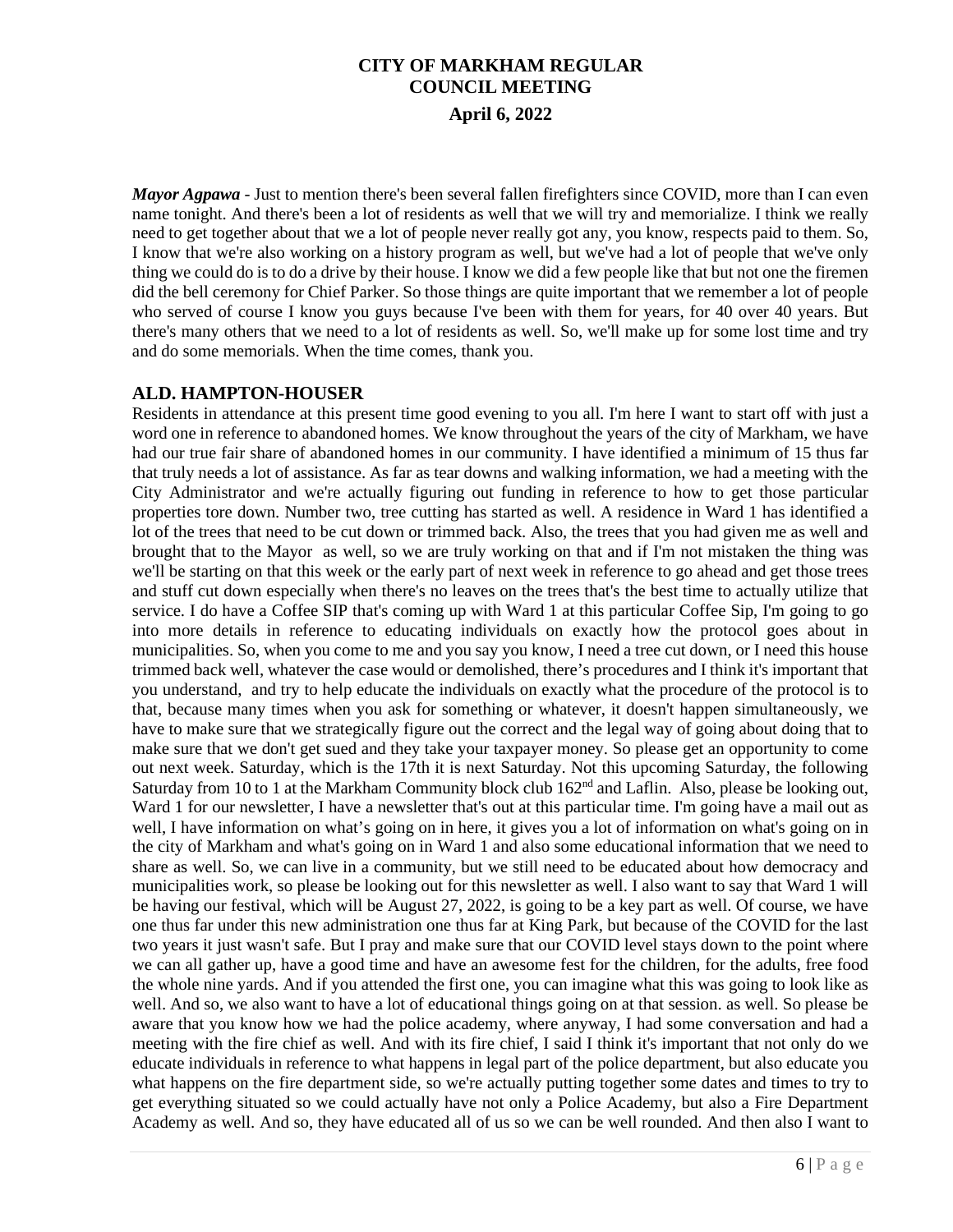*Mayor Agpawa* - Just to mention there's been several fallen firefighters since COVID, more than I can even name tonight. And there's been a lot of residents as well that we will try and memorialize. I think we really need to get together about that we a lot of people never really got any, you know, respects paid to them. So, I know that we're also working on a history program as well, but we've had a lot of people that we've only thing we could do is to do a drive by their house. I know we did a few people like that but not one the firemen did the bell ceremony for Chief Parker. So those things are quite important that we remember a lot of people who served of course I know you guys because I've been with them for years, for 40 over 40 years. But there's many others that we need to a lot of residents as well. So, we'll make up for some lost time and try and do some memorials. When the time comes, thank you.

## ALD. HAMPTON-HOUSER

Residents in attendance at this present time good evening to you all. I'm here I want to start off with just a word one in reference to abandoned homes. We know throughout the years of the city of Markham, we have had our true fair share of abandoned homes in our community. I have identified a minimum of 15 thus far that truly needs a lot of assistance. As far as tear downs and walking information, we had a meeting with the City Administrator and we're actually figuring out funding in reference to how to get those particular properties tore down. Number two, tree cutting has started as well. A residence in Ward 1 has identified a lot of the trees that need to be cut down or trimmed back. Also, the trees that you had given me as well and brought that to the Mayor as well, so we are truly working on that and if I'm not mistaken the thing was we'll be starting on that this week or the early part of next week in reference to go ahead and get those trees and stuff cut down especially when there's no leaves on the trees that's the best time to actually utilize that service. I do have a Coffee SIP that's coming up with Ward 1 at this particular Coffee Sip, I'm going to go into more details in reference to educating individuals on exactly how the protocol goes about in municipalities. So, when you come to me and you say you know, I need a tree cut down, or I need this house trimmed back well, whatever the case would or demolished, there's procedures and I think it's important that you understand, and try to help educate the individuals on exactly what the procedure of the protocol is to that, because many times when you ask for something or whatever, it doesn't happen simultaneously, we have to make sure that we strategically figure out the correct and the legal way of going about doing that to make sure that we don't get sued and they take your taxpayer money. So please get an opportunity to come out next week. Saturday, which is the 17th it is next Saturday. Not this upcoming Saturday, the following Saturday from 10 to 1 at the Markham Community block club 162nd and Laflin. Also, please be looking out, Ward 1 for our newsletter, I have a newsletter that's out at this particular time. I'm going have a mail out as well, I have information on what's going on in here, it gives you a lot of information on what's going on in the city of Markham and what's going on in Ward 1 and also some educational information that we need to share as well. So, we can live in a community, but we still need to be educated about how democracy and municipalities work, so please be looking out for this newsletter as well. I also want to say that Ward 1 will be having our festival, which will be August 27, 2022, is going to be a key part as well. Of course, we have one thus far under this new administration one thus far at King Park, but because of the COVID for the last two years it just wasn't safe. But I pray and make sure that our COVID level stays down to the point where we can all gather up, have a good time and have an awesome fest for the children, for the adults, free food the whole nine yards. And if you attended the first one, you can imagine what this was going to look like as well. And so, we also want to have a lot of educational things going on at that session. as well. So please be aware that you know how we had the police academy, where anyway, I had some conversation and had a meeting with the fire chief as well. And with its fire chief, I said I think it's important that not only do we educate individuals in reference to what happens in legal part of the police department, but also educate you what happens on the fire department side, so we're actually putting together some dates and times to try to get everything situated so we could actually have not only a Police Academy, but also a Fire Department Academy as well. And so, they have educated all of us so we can be well rounded. And then also I want to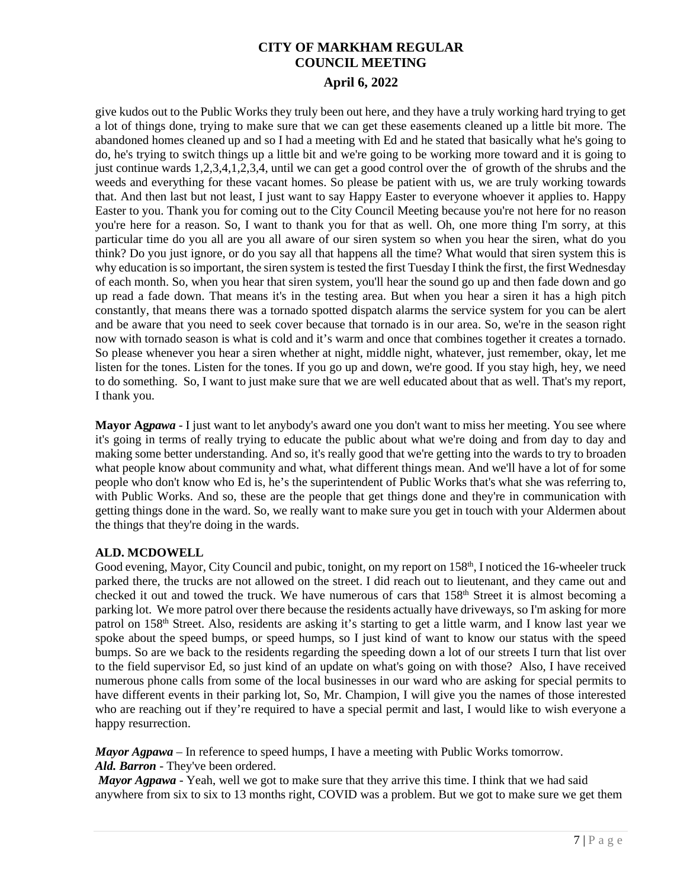give kudos out to the Public Works they truly been out here, and they have a truly working hard trying to get a lot of things done, trying to make sure that we can get these easements cleaned up a little bit more. The abandoned homes cleaned up and so I had a meeting with Ed and he stated that basically what he's going to do, he's trying to switch things up a little bit and we're going to be working more toward and it is going to just continue wards 1,2,3,4,1,2,3,4, until we can get a good control over the of growth of the shrubs and the weeds and everything for these vacant homes. So please be patient with us, we are truly working towards that. And then last but not least, I just want to say Happy Easter to everyone whoever it applies to. Happy Easter to you. Thank you for coming out to the City Council Meeting because you're not here for no reason you're here for a reason. So, I want to thank you for that as well. Oh, one more thing I'm sorry, at this particular time do you all are you all aware of our siren system so when you hear the siren, what do you think? Do you just ignore, or do you say all that happens all the time? What would that siren system this is why education is so important, the siren system is tested the first Tuesday I think the first, the first Wednesday of each month. So, when you hear that siren system, you'll hear the sound go up and then fade down and go up read a fade down. That means it's in the testing area. But when you hear a siren it has a high pitch constantly, that means there was a tornado spotted dispatch alarms the service system for you can be alert and be aware that you need to seek cover because that tornado is in our area. So, we're in the season right now with tornado season is what is cold and it's warm and once that combines together it creates a tornado. So please whenever you hear a siren whether at night, middle night, whatever, just remember, okay, let me listen for the tones. Listen for the tones. If you go up and down, we're good. If you stay high, hey, we need to do something. So, I want to just make sure that we are well educated about that as well. That's my report, I thank you.

**Mayor Ag*pawa*** - I just want to let anybody's award one you don't want to miss her meeting. You see where it's going in terms of really trying to educate the public about what we're doing and from day to day and making some better understanding. And so, it's really good that we're getting into the wards to try to broaden what people know about community and what, what different things mean. And we'll have a lot of for some people who don't know who Ed is, he's the superintendent of Public Works that's what she was referring to, with Public Works. And so, these are the people that get things done and they're in communication with getting things done in the ward. So, we really want to make sure you get in touch with your Aldermen about the things that they're doing in the wards.

**ALD. MCDOWELL**

Good evening, Mayor, City Council and pubic, tonight, on my report on 158th, I noticed the 16-wheeler truck parked there, the trucks are not allowed on the street. I did reach out to lieutenant, and they came out and checked it out and towed the truck. We have numerous of cars that 158th Street it is almost becoming a parking lot. We more patrol over there because the residents actually have driveways, so I'm asking for more patrol on 158th Street. Also, residents are asking it's starting to get a little warm, and I know last year we spoke about the speed bumps, or speed humps, so I just kind of want to know our status with the speed bumps. So are we back to the residents regarding the speeding down a lot of our streets I turn that list over to the field supervisor Ed, so just kind of an update on what's going on with those? Also, I have received numerous phone calls from some of the local businesses in our ward who are asking for special permits to have different events in their parking lot, So, Mr. Champion, I will give you the names of those interested who are reaching out if they're required to have a special permit and last, I would like to wish everyone a happy resurrection.

***Mayor Agpawa*** – In reference to speed humps, I have a meeting with Public Works tomorrow.
***Ald. Barron*** - They've been ordered.
***Mayor Agpawa*** - Yeah, well we got to make sure that they arrive this time. I think that we had said anywhere from six to six to 13 months right, COVID was a problem. But we got to make sure we get them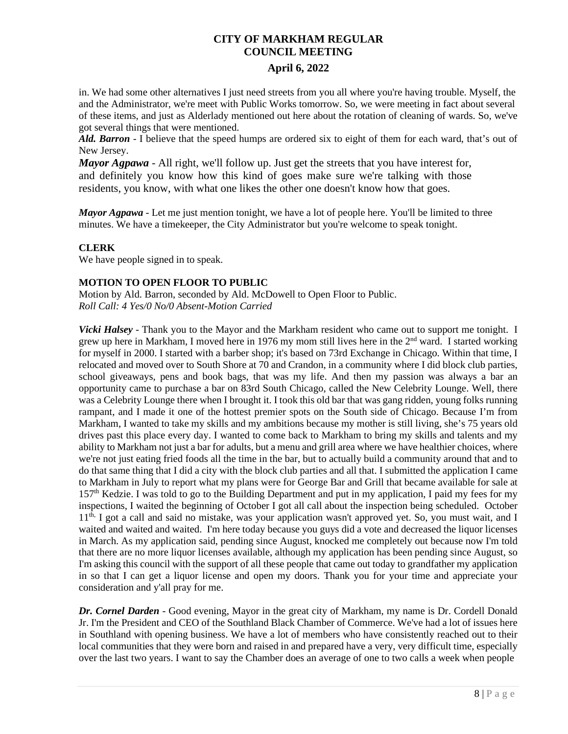in. We had some other alternatives I just need streets from you all where you're having trouble. Myself, the and the Administrator, we're meet with Public Works tomorrow. So, we were meeting in fact about several of these items, and just as Alderlady mentioned out here about the rotation of cleaning of wards. So, we've got several things that were mentioned.

***Ald. Barron*** - I believe that the speed humps are ordered six to eight of them for each ward, that's out of New Jersey.

***Mayor Agpawa*** - All right, we'll follow up. Just get the streets that you have interest for, and definitely you know how this kind of goes make sure we're talking with those residents, you know, with what one likes the other one doesn't know how that goes.

***Mayor Agpawa*** - Let me just mention tonight, we have a lot of people here. You'll be limited to three minutes. We have a timekeeper, the City Administrator but you're welcome to speak tonight.

**CLERK**

We have people signed in to speak.

**MOTION TO OPEN FLOOR TO PUBLIC**

Motion by Ald. Barron, seconded by Ald. McDowell to Open Floor to Public.
*Roll Call: 4 Yes/0 No/0 Absent-Motion Carried*

***Vicki Halsey*** - Thank you to the Mayor and the Markham resident who came out to support me tonight. I grew up here in Markham, I moved here in 1976 my mom still lives here in the 2nd ward. I started working for myself in 2000. I started with a barber shop; it's based on 73rd Exchange in Chicago. Within that time, I relocated and moved over to South Shore at 70 and Crandon, in a community where I did block club parties, school giveaways, pens and book bags, that was my life. And then my passion was always a bar an opportunity came to purchase a bar on 83rd South Chicago, called the New Celebrity Lounge. Well, there was a Celebrity Lounge there when I brought it. I took this old bar that was gang ridden, young folks running rampant, and I made it one of the hottest premier spots on the South side of Chicago. Because I'm from Markham, I wanted to take my skills and my ambitions because my mother is still living, she's 75 years old drives past this place every day. I wanted to come back to Markham to bring my skills and talents and my ability to Markham not just a bar for adults, but a menu and grill area where we have healthier choices, where we're not just eating fried foods all the time in the bar, but to actually build a community around that and to do that same thing that I did a city with the block club parties and all that. I submitted the application I came to Markham in July to report what my plans were for George Bar and Grill that became available for sale at 157th Kedzie. I was told to go to the Building Department and put in my application, I paid my fees for my inspections, I waited the beginning of October I got all call about the inspection being scheduled. October 11th, I got a call and said no mistake, was your application wasn't approved yet. So, you must wait, and I waited and waited and waited. I'm here today because you guys did a vote and decreased the liquor licenses in March. As my application said, pending since August, knocked me completely out because now I'm told that there are no more liquor licenses available, although my application has been pending since August, so I'm asking this council with the support of all these people that came out today to grandfather my application in so that I can get a liquor license and open my doors. Thank you for your time and appreciate your consideration and y'all pray for me.

***Dr. Cornel Darden*** - Good evening, Mayor in the great city of Markham, my name is Dr. Cordell Donald Jr. I'm the President and CEO of the Southland Black Chamber of Commerce. We've had a lot of issues here in Southland with opening business. We have a lot of members who have consistently reached out to their local communities that they were born and raised in and prepared have a very, very difficult time, especially over the last two years. I want to say the Chamber does an average of one to two calls a week when people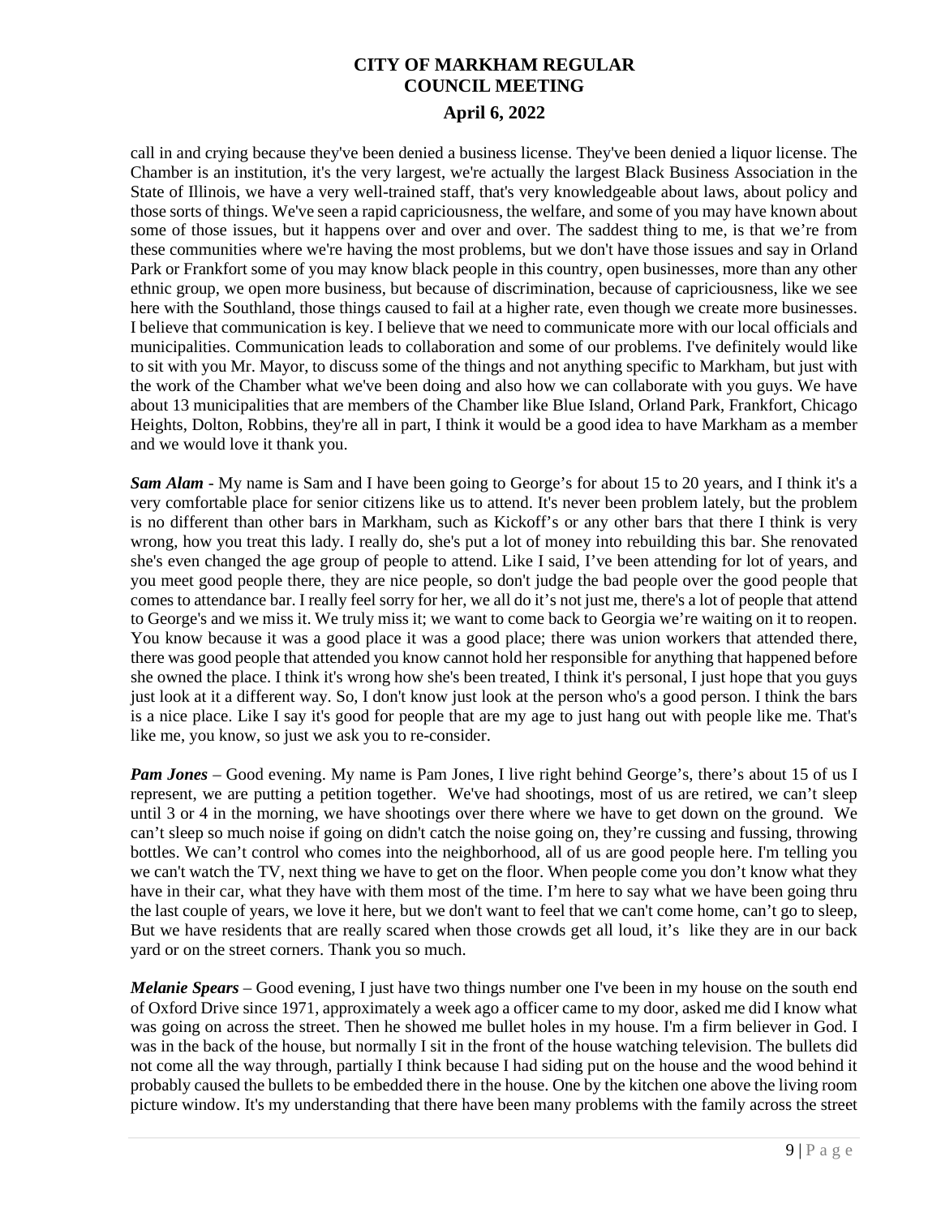call in and crying because they've been denied a business license. They've been denied a liquor license. The Chamber is an institution, it's the very largest, we're actually the largest Black Business Association in the State of Illinois, we have a very well-trained staff, that's very knowledgeable about laws, about policy and those sorts of things. We've seen a rapid capriciousness, the welfare, and some of you may have known about some of those issues, but it happens over and over and over. The saddest thing to me, is that we're from these communities where we're having the most problems, but we don't have those issues and say in Orland Park or Frankfort some of you may know black people in this country, open businesses, more than any other ethnic group, we open more business, but because of discrimination, because of capriciousness, like we see here with the Southland, those things caused to fail at a higher rate, even though we create more businesses. I believe that communication is key. I believe that we need to communicate more with our local officials and municipalities. Communication leads to collaboration and some of our problems. I've definitely would like to sit with you Mr. Mayor, to discuss some of the things and not anything specific to Markham, but just with the work of the Chamber what we've been doing and also how we can collaborate with you guys. We have about 13 municipalities that are members of the Chamber like Blue Island, Orland Park, Frankfort, Chicago Heights, Dolton, Robbins, they're all in part, I think it would be a good idea to have Markham as a member and we would love it thank you.

***Sam Alam*** - My name is Sam and I have been going to George's for about 15 to 20 years, and I think it's a very comfortable place for senior citizens like us to attend. It's never been problem lately, but the problem is no different than other bars in Markham, such as Kickoff's or any other bars that there I think is very wrong, how you treat this lady. I really do, she's put a lot of money into rebuilding this bar. She renovated she's even changed the age group of people to attend. Like I said, I've been attending for lot of years, and you meet good people there, they are nice people, so don't judge the bad people over the good people that comes to attendance bar. I really feel sorry for her, we all do it's not just me, there's a lot of people that attend to George's and we miss it. We truly miss it; we want to come back to Georgia we're waiting on it to reopen. You know because it was a good place it was a good place; there was union workers that attended there, there was good people that attended you know cannot hold her responsible for anything that happened before she owned the place. I think it's wrong how she's been treated, I think it's personal, I just hope that you guys just look at it a different way. So, I don't know just look at the person who's a good person. I think the bars is a nice place. Like I say it's good for people that are my age to just hang out with people like me. That's like me, you know, so just we ask you to re-consider.

***Pam Jones*** – Good evening. My name is Pam Jones, I live right behind George's, there's about 15 of us I represent, we are putting a petition together. We've had shootings, most of us are retired, we can't sleep until 3 or 4 in the morning, we have shootings over there where we have to get down on the ground. We can't sleep so much noise if going on didn't catch the noise going on, they're cussing and fussing, throwing bottles. We can't control who comes into the neighborhood, all of us are good people here. I'm telling you we can't watch the TV, next thing we have to get on the floor. When people come you don't know what they have in their car, what they have with them most of the time. I'm here to say what we have been going thru the last couple of years, we love it here, but we don't want to feel that we can't come home, can't go to sleep, But we have residents that are really scared when those crowds get all loud, it's like they are in our back yard or on the street corners. Thank you so much.

***Melanie Spears*** – Good evening, I just have two things number one I've been in my house on the south end of Oxford Drive since 1971, approximately a week ago a officer came to my door, asked me did I know what was going on across the street. Then he showed me bullet holes in my house. I'm a firm believer in God. I was in the back of the house, but normally I sit in the front of the house watching television. The bullets did not come all the way through, partially I think because I had siding put on the house and the wood behind it probably caused the bullets to be embedded there in the house. One by the kitchen one above the living room picture window. It's my understanding that there have been many problems with the family across the street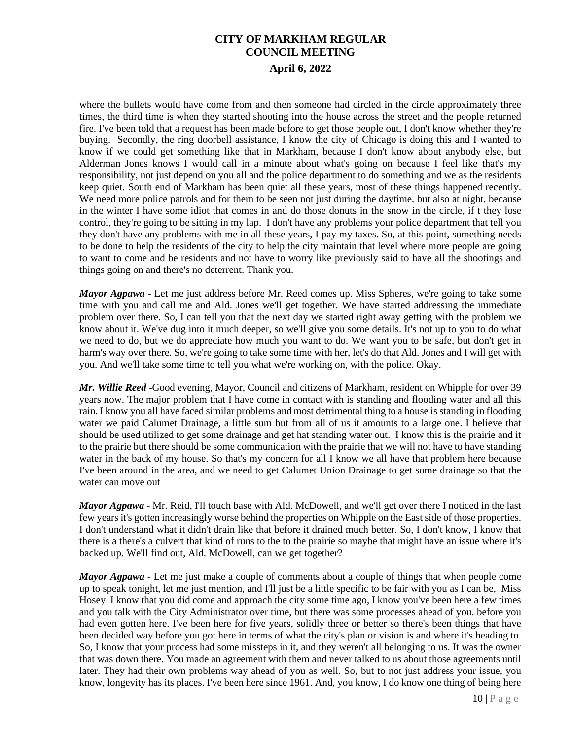where the bullets would have come from and then someone had circled in the circle approximately three times, the third time is when they started shooting into the house across the street and the people returned fire. I've been told that a request has been made before to get those people out, I don't know whether they're buying. Secondly, the ring doorbell assistance, I know the city of Chicago is doing this and I wanted to know if we could get something like that in Markham, because I don't know about anybody else, but Alderman Jones knows I would call in a minute about what's going on because I feel like that's my responsibility, not just depend on you all and the police department to do something and we as the residents keep quiet. South end of Markham has been quiet all these years, most of these things happened recently. We need more police patrols and for them to be seen not just during the daytime, but also at night, because in the winter I have some idiot that comes in and do those donuts in the snow in the circle, if t they lose control, they're going to be sitting in my lap. I don't have any problems your police department that tell you they don't have any problems with me in all these years, I pay my taxes. So, at this point, something needs to be done to help the residents of the city to help the city maintain that level where more people are going to want to come and be residents and not have to worry like previously said to have all the shootings and things going on and there's no deterrent. Thank you.

***Mayor Agpawa*** - Let me just address before Mr. Reed comes up. Miss Spheres, we're going to take some time with you and call me and Ald. Jones we'll get together. We have started addressing the immediate problem over there. So, I can tell you that the next day we started right away getting with the problem we know about it. We've dug into it much deeper, so we'll give you some details. It's not up to you to do what we need to do, but we do appreciate how much you want to do. We want you to be safe, but don't get in harm's way over there. So, we're going to take some time with her, let's do that Ald. Jones and I will get with you. And we'll take some time to tell you what we're working on, with the police. Okay.

***Mr. Willie Reed*** -Good evening, Mayor, Council and citizens of Markham, resident on Whipple for over 39 years now. The major problem that I have come in contact with is standing and flooding water and all this rain. I know you all have faced similar problems and most detrimental thing to a house is standing in flooding water we paid Calumet Drainage, a little sum but from all of us it amounts to a large one. I believe that should be used utilized to get some drainage and get hat standing water out. I know this is the prairie and it to the prairie but there should be some communication with the prairie that we will not have to have standing water in the back of my house. So that's my concern for all I know we all have that problem here because I've been around in the area, and we need to get Calumet Union Drainage to get some drainage so that the water can move out

***Mayor Agpawa*** - Mr. Reid, I'll touch base with Ald. McDowell, and we'll get over there I noticed in the last few years it's gotten increasingly worse behind the properties on Whipple on the East side of those properties. I don't understand what it didn't drain like that before it drained much better. So, I don't know, I know that there is a there's a culvert that kind of runs to the to the prairie so maybe that might have an issue where it's backed up. We'll find out, Ald. McDowell, can we get together?

***Mayor Agpawa*** - Let me just make a couple of comments about a couple of things that when people come up to speak tonight, let me just mention, and I'll just be a little specific to be fair with you as I can be, Miss Hosey I know that you did come and approach the city some time ago, I know you've been here a few times and you talk with the City Administrator over time, but there was some processes ahead of you. before you had even gotten here. I've been here for five years, solidly three or better so there's been things that have been decided way before you got here in terms of what the city's plan or vision is and where it's heading to. So, I know that your process had some missteps in it, and they weren't all belonging to us. It was the owner that was down there. You made an agreement with them and never talked to us about those agreements until later. They had their own problems way ahead of you as well. So, but to not just address your issue, you know, longevity has its places. I've been here since 1961. And, you know, I do know one thing of being here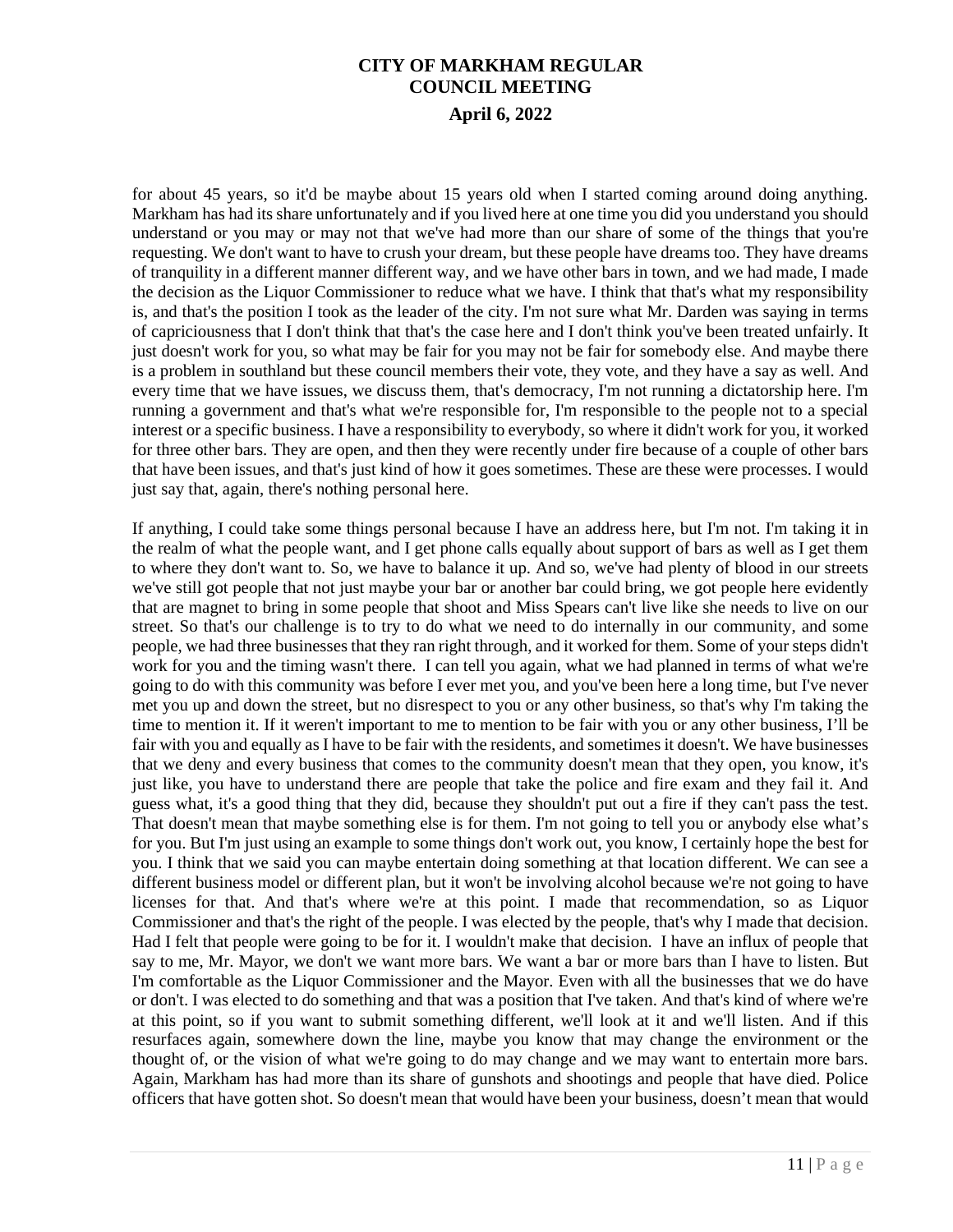for about 45 years, so it'd be maybe about 15 years old when I started coming around doing anything. Markham has had its share unfortunately and if you lived here at one time you did you understand you should understand or you may or may not that we've had more than our share of some of the things that you're requesting. We don't want to have to crush your dream, but these people have dreams too. They have dreams of tranquility in a different manner different way, and we have other bars in town, and we had made, I made the decision as the Liquor Commissioner to reduce what we have. I think that that's what my responsibility is, and that's the position I took as the leader of the city. I'm not sure what Mr. Darden was saying in terms of capriciousness that I don't think that that's the case here and I don't think you've been treated unfairly. It just doesn't work for you, so what may be fair for you may not be fair for somebody else. And maybe there is a problem in southland but these council members their vote, they vote, and they have a say as well. And every time that we have issues, we discuss them, that's democracy, I'm not running a dictatorship here. I'm running a government and that's what we're responsible for, I'm responsible to the people not to a special interest or a specific business. I have a responsibility to everybody, so where it didn't work for you, it worked for three other bars. They are open, and then they were recently under fire because of a couple of other bars that have been issues, and that's just kind of how it goes sometimes. These are these were processes. I would just say that, again, there's nothing personal here.

If anything, I could take some things personal because I have an address here, but I'm not. I'm taking it in the realm of what the people want, and I get phone calls equally about support of bars as well as I get them to where they don't want to. So, we have to balance it up. And so, we've had plenty of blood in our streets we've still got people that not just maybe your bar or another bar could bring, we got people here evidently that are magnet to bring in some people that shoot and Miss Spears can't live like she needs to live on our street. So that's our challenge is to try to do what we need to do internally in our community, and some people, we had three businesses that they ran right through, and it worked for them. Some of your steps didn't work for you and the timing wasn't there. I can tell you again, what we had planned in terms of what we're going to do with this community was before I ever met you, and you've been here a long time, but I've never met you up and down the street, but no disrespect to you or any other business, so that's why I'm taking the time to mention it. If it weren't important to me to mention to be fair with you or any other business, I'll be fair with you and equally as I have to be fair with the residents, and sometimes it doesn't. We have businesses that we deny and every business that comes to the community doesn't mean that they open, you know, it's just like, you have to understand there are people that take the police and fire exam and they fail it. And guess what, it's a good thing that they did, because they shouldn't put out a fire if they can't pass the test. That doesn't mean that maybe something else is for them. I'm not going to tell you or anybody else what's for you. But I'm just using an example to some things don't work out, you know, I certainly hope the best for you. I think that we said you can maybe entertain doing something at that location different. We can see a different business model or different plan, but it won't be involving alcohol because we're not going to have licenses for that. And that's where we're at this point. I made that recommendation, so as Liquor Commissioner and that's the right of the people. I was elected by the people, that's why I made that decision. Had I felt that people were going to be for it. I wouldn't make that decision. I have an influx of people that say to me, Mr. Mayor, we don't we want more bars. We want a bar or more bars than I have to listen. But I'm comfortable as the Liquor Commissioner and the Mayor. Even with all the businesses that we do have or don't. I was elected to do something and that was a position that I've taken. And that's kind of where we're at this point, so if you want to submit something different, we'll look at it and we'll listen. And if this resurfaces again, somewhere down the line, maybe you know that may change the environment or the thought of, or the vision of what we're going to do may change and we may want to entertain more bars. Again, Markham has had more than its share of gunshots and shootings and people that have died. Police officers that have gotten shot. So doesn't mean that would have been your business, doesn't mean that would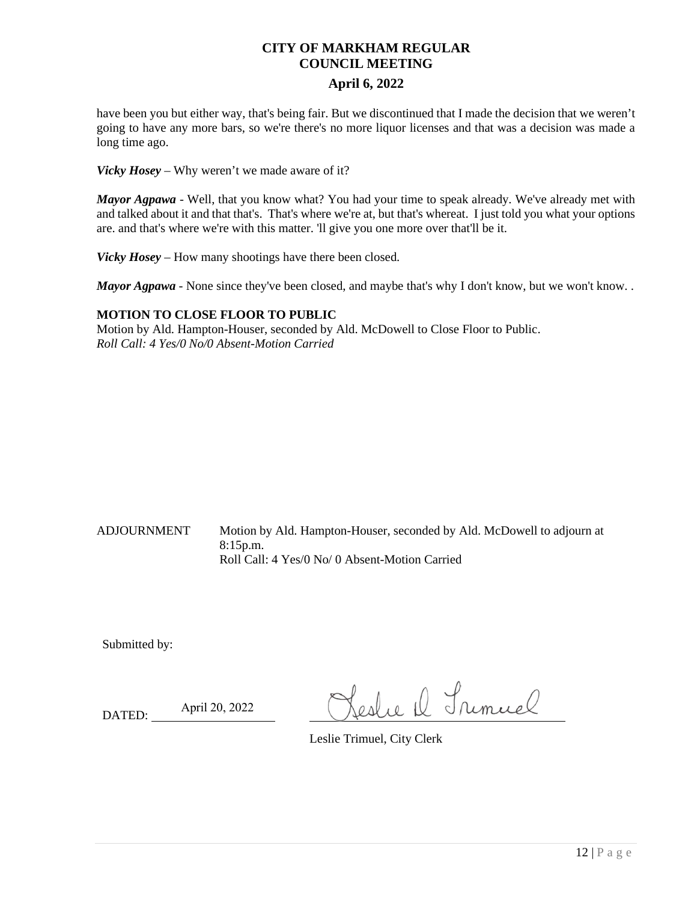# CITY OF MARKHAM REGULAR COUNCIL MEETING

## April 6, 2022

have been you but either way, that's being fair. But we discontinued that I made the decision that we weren't going to have any more bars, so we're there's no more liquor licenses and that was a decision was made a long time ago.

***Vicky Hosey*** – Why weren't we made aware of it?

***Mayor Agpawa*** - Well, that you know what? You had your time to speak already. We've already met with and talked about it and that that's. That's where we're at, but that's whereat. I just told you what your options are. and that's where we're with this matter. 'll give you one more over that'll be it.

***Vicky Hosey*** – How many shootings have there been closed.

***Mayor Agpawa*** - None since they've been closed, and maybe that's why I don't know, but we won't know. .

**MOTION TO CLOSE FLOOR TO PUBLIC**
Motion by Ald. Hampton-Houser, seconded by Ald. McDowell to Close Floor to Public.
*Roll Call: 4 Yes/0 No/0 Absent-Motion Carried*

ADJOURNMENT Motion by Ald. Hampton-Houser, seconded by Ald. McDowell to adjourn at 8:15p.m.
Roll Call: 4 Yes/0 No/ 0 Absent-Motion Carried

Submitted by:

DATED: April 20, 2022

Leslie D Trimuel

Leslie Trimuel, City Clerk